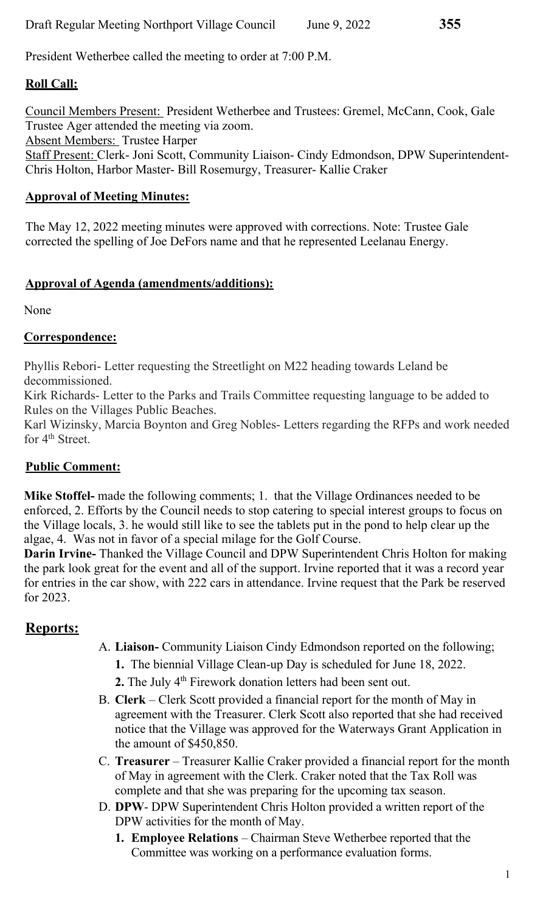President Wetherbee called the meeting to order at 7:00 P.M.

## Roll Call:

Council Members Present: President Wetherbee and Trustees: Gremel, McCann, Cook, Gale
Trustee Ager attended the meeting via zoom.
Absent Members: Trustee Harper
Staff Present: Clerk- Joni Scott, Community Liaison- Cindy Edmondson, DPW Superintendent- Chris Holton, Harbor Master- Bill Rosemurgy, Treasurer- Kallie Craker

## Approval of Meeting Minutes:

The May 12, 2022 meeting minutes were approved with corrections. Note: Trustee Gale corrected the spelling of Joe DeFors name and that he represented Leelanau Energy.

## Approval of Agenda (amendments/additions):

None

## Correspondence:

Phyllis Rebori- Letter requesting the Streetlight on M22 heading towards Leland be decommissioned.
Kirk Richards- Letter to the Parks and Trails Committee requesting language to be added to Rules on the Villages Public Beaches.
Karl Wizinsky, Marcia Boynton and Greg Nobles- Letters regarding the RFPs and work needed for 4th Street.

## Public Comment:

**Mike Stoffel-** made the following comments; 1. that the Village Ordinances needed to be enforced, 2. Efforts by the Council needs to stop catering to special interest groups to focus on the Village locals, 3. he would still like to see the tablets put in the pond to help clear up the algae, 4. Was not in favor of a special milage for the Golf Course.
**Darin Irvine-** Thanked the Village Council and DPW Superintendent Chris Holton for making the park look great for the event and all of the support. Irvine reported that it was a record year for entries in the car show, with 222 cars in attendance. Irvine request that the Park be reserved for 2023.

## Reports:

A. **Liaison-** Community Liaison Cindy Edmondson reported on the following;
   1. The biennial Village Clean-up Day is scheduled for June 18, 2022.
   2. The July 4th Firework donation letters had been sent out.

B. **Clerk** – Clerk Scott provided a financial report for the month of May in agreement with the Treasurer. Clerk Scott also reported that she had received notice that the Village was approved for the Waterways Grant Application in the amount of $450,850.

C. **Treasurer** – Treasurer Kallie Craker provided a financial report for the month of May in agreement with the Clerk. Craker noted that the Tax Roll was complete and that she was preparing for the upcoming tax season.

D. **DPW**- DPW Superintendent Chris Holton provided a written report of the DPW activities for the month of May.
   1. **Employee Relations** – Chairman Steve Wetherbee reported that the Committee was working on a performance evaluation forms.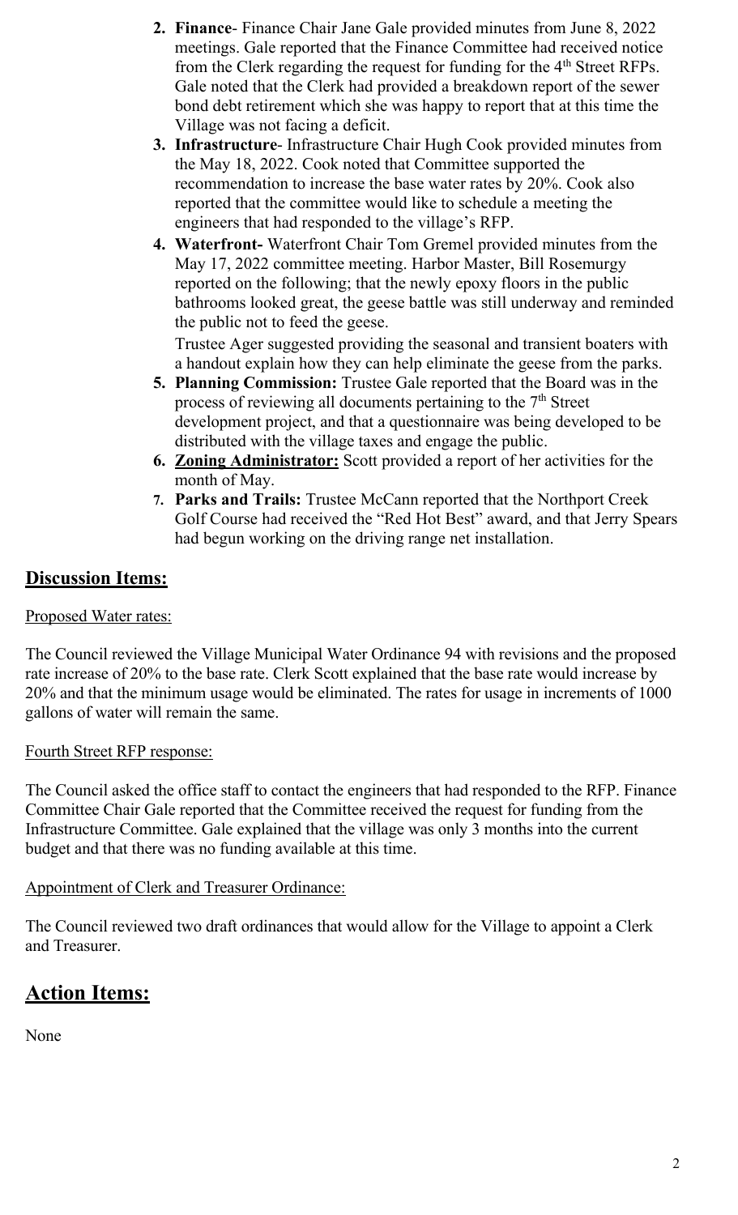2. **Finance**- Finance Chair Jane Gale provided minutes from June 8, 2022 meetings. Gale reported that the Finance Committee had received notice from the Clerk regarding the request for funding for the 4th Street RFPs. Gale noted that the Clerk had provided a breakdown report of the sewer bond debt retirement which she was happy to report that at this time the Village was not facing a deficit.
3. **Infrastructure**- Infrastructure Chair Hugh Cook provided minutes from the May 18, 2022. Cook noted that Committee supported the recommendation to increase the base water rates by 20%. Cook also reported that the committee would like to schedule a meeting the engineers that had responded to the village's RFP.
4. **Waterfront-** Waterfront Chair Tom Gremel provided minutes from the May 17, 2022 committee meeting. Harbor Master, Bill Rosemurgy reported on the following; that the newly epoxy floors in the public bathrooms looked great, the geese battle was still underway and reminded the public not to feed the geese.

   Trustee Ager suggested providing the seasonal and transient boaters with a handout explain how they can help eliminate the geese from the parks.
5. **Planning Commission:** Trustee Gale reported that the Board was in the process of reviewing all documents pertaining to the 7th Street development project, and that a questionnaire was being developed to be distributed with the village taxes and engage the public.
6. **Zoning Administrator:** Scott provided a report of her activities for the month of May.
7. **Parks and Trails:** Trustee McCann reported that the Northport Creek Golf Course had received the "Red Hot Best" award, and that Jerry Spears had begun working on the driving range net installation.

## Discussion Items:

Proposed Water rates:

The Council reviewed the Village Municipal Water Ordinance 94 with revisions and the proposed rate increase of 20% to the base rate. Clerk Scott explained that the base rate would increase by 20% and that the minimum usage would be eliminated. The rates for usage in increments of 1000 gallons of water will remain the same.

Fourth Street RFP response:

The Council asked the office staff to contact the engineers that had responded to the RFP. Finance Committee Chair Gale reported that the Committee received the request for funding from the Infrastructure Committee. Gale explained that the village was only 3 months into the current budget and that there was no funding available at this time.

Appointment of Clerk and Treasurer Ordinance:

The Council reviewed two draft ordinances that would allow for the Village to appoint a Clerk and Treasurer.

# Action Items:

None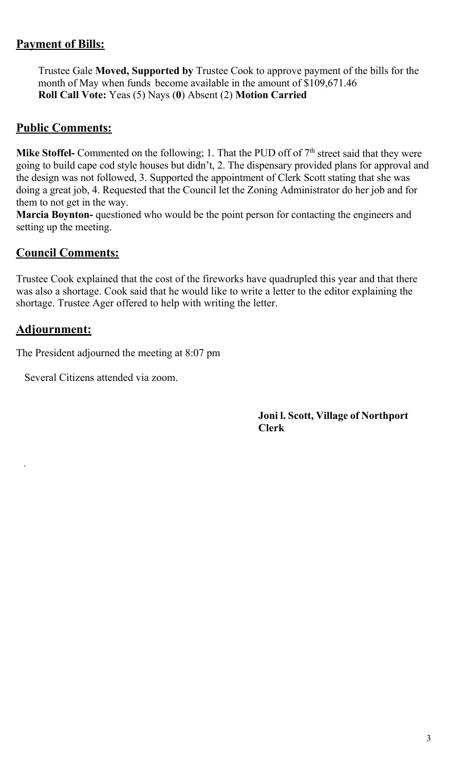## Payment of Bills:

Trustee Gale **Moved, Supported by** Trustee Cook to approve payment of the bills for the month of May when funds become available in the amount of $109,671.46
**Roll Call Vote:** Yeas (5) Nays (**0**) Absent (2) **Motion Carried**

## Public Comments:

**Mike Stoffel-** Commented on the following; 1. That the PUD off of 7th street said that they were going to build cape cod style houses but didn't, 2. The dispensary provided plans for approval and the design was not followed, 3. Supported the appointment of Clerk Scott stating that she was doing a great job, 4. Requested that the Council let the Zoning Administrator do her job and for them to not get in the way.

**Marcia Boynton-** questioned who would be the point person for contacting the engineers and setting up the meeting.

## Council Comments:

Trustee Cook explained that the cost of the fireworks have quadrupled this year and that there was also a shortage. Cook said that he would like to write a letter to the editor explaining the shortage. Trustee Ager offered to help with writing the letter.

## Adjournment:

The President adjourned the meeting at 8:07 pm

Several Citizens attended via zoom.

**Joni l. Scott, Village of Northport Clerk**